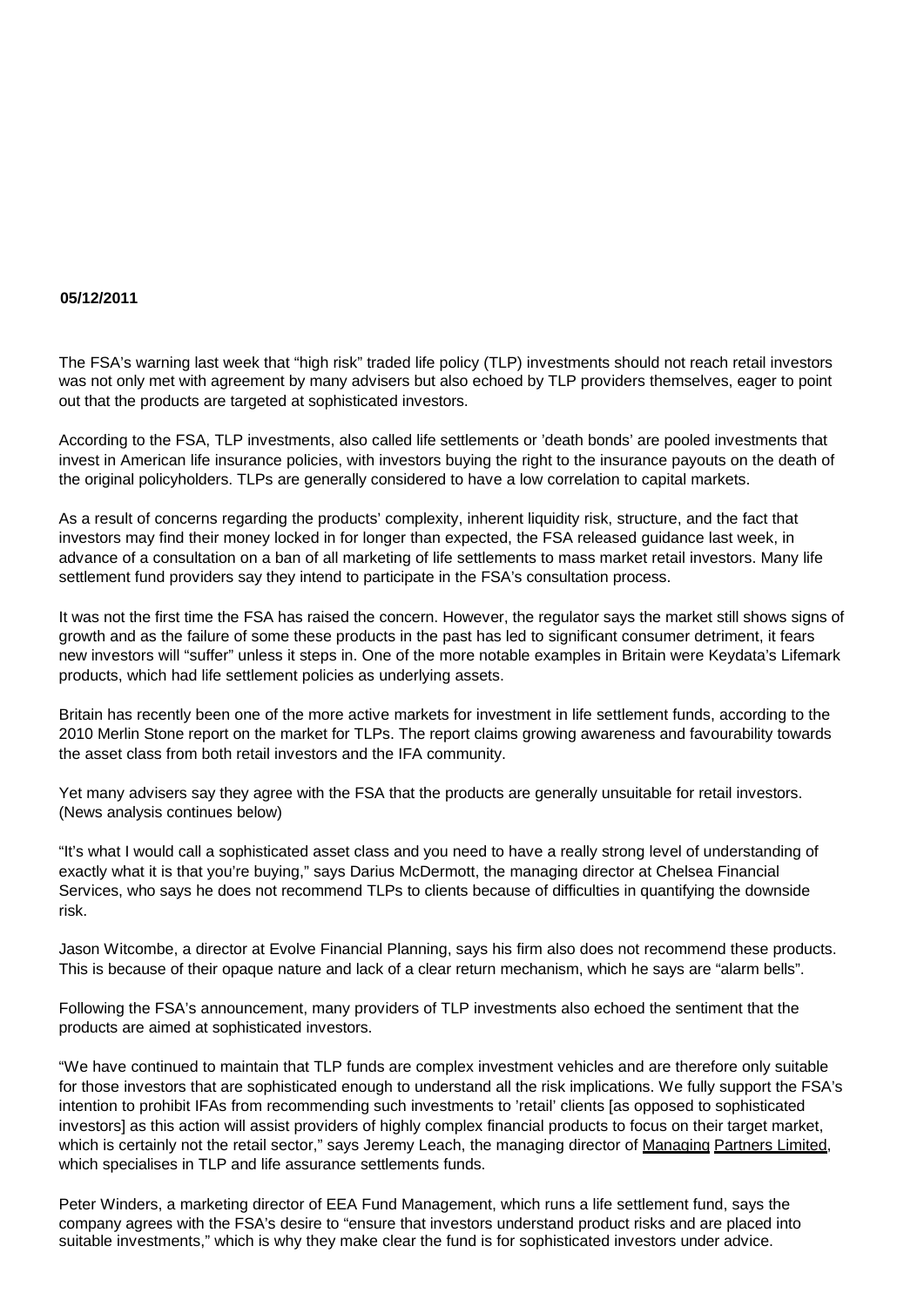**05/12/2011**

The FSA's warning last week that "high risk" traded life policy (TLP) investments should not reach retail investors was not only met with agreement by many advisers but also echoed by TLP providers themselves, eager to point out that the products are targeted at sophisticated investors.

According to the FSA, TLP investments, also called life settlements or 'death bonds' are pooled investments that invest in American life insurance policies, with investors buying the right to the insurance payouts on the death of the original policyholders. TLPs are generally considered to have a low correlation to capital markets.

As a result of concerns regarding the products' complexity, inherent liquidity risk, structure, and the fact that investors may find their money locked in for longer than expected, the FSA released guidance last week, in advance of a consultation on a ban of all marketing of life settlements to mass market retail investors. Many life settlement fund providers say they intend to participate in the FSA's consultation process.

It was not the first time the FSA has raised the concern. However, the regulator says the market still shows signs of growth and as the failure of some these products in the past has led to significant consumer detriment, it fears new investors will "suffer" unless it steps in. One of the more notable examples in Britain were Keydata's Lifemark products, which had life settlement policies as underlying assets.

Britain has recently been one of the more active markets for investment in life settlement funds, according to the 2010 Merlin Stone report on the market for TLPs. The report claims growing awareness and favourability towards the asset class from both retail investors and the IFA community.

Yet many advisers say they agree with the FSA that the products are generally unsuitable for retail investors. (News analysis continues below)

"It's what I would call a sophisticated asset class and you need to have a really strong level of understanding of exactly what it is that you're buying," says Darius McDermott, the managing director at Chelsea Financial Services, who says he does not recommend TLPs to clients because of difficulties in quantifying the downside risk.

Jason Witcombe, a director at Evolve Financial Planning, says his firm also does not recommend these products. This is because of their opaque nature and lack of a clear return mechanism, which he says are "alarm bells".

Following the FSA's announcement, many providers of TLP investments also echoed the sentiment that the products are aimed at sophisticated investors.

"We have continued to maintain that TLP funds are complex investment vehicles and are therefore only suitable for those investors that are sophisticated enough to understand all the risk implications. We fully support the FSA's intention to prohibit IFAs from recommending such investments to 'retail' clients [as opposed to sophisticated investors] as this action will assist providers of highly complex financial products to focus on their target market, which is certainly not the retail sector," says Jeremy Leach, the managing director of Managing Partners Limited, which specialises in TLP and life assurance settlements funds.

Peter Winders, a marketing director of EEA Fund Management, which runs a life settlement fund, says the company agrees with the FSA's desire to "ensure that investors understand product risks and are placed into suitable investments," which is why they make clear the fund is for sophisticated investors under advice.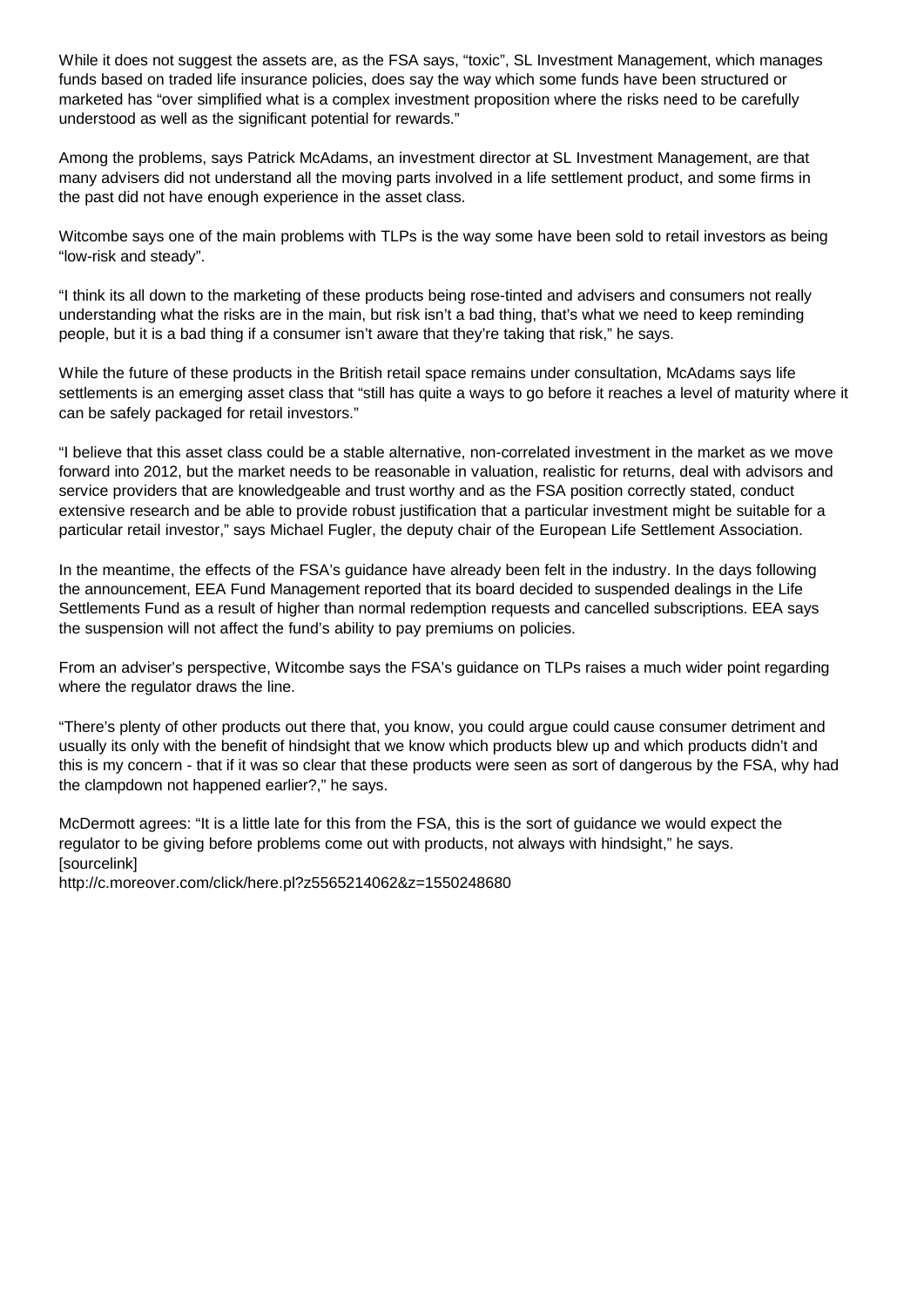While it does not suggest the assets are, as the FSA says, “toxic”, SL Investment Management, which manages funds based on traded life insurance policies, does say the way which some funds have been structured or marketed has “over simplified what is a complex investment proposition where the risks need to be carefully understood as well as the significant potential for rewards.”

Among the problems, says Patrick McAdams, an investment director at SL Investment Management, are that many advisers did not understand all the moving parts involved in a life settlement product, and some firms in the past did not have enough experience in the asset class.

Witcombe says one of the main problems with TLPs is the way some have been sold to retail investors as being “low-risk and steady”.

“I think its all down to the marketing of these products being rose-tinted and advisers and consumers not really understanding what the risks are in the main, but risk isn’t a bad thing, that’s what we need to keep reminding people, but it is a bad thing if a consumer isn’t aware that they’re taking that risk,” he says.

While the future of these products in the British retail space remains under consultation, McAdams says life settlements is an emerging asset class that “still has quite a ways to go before it reaches a level of maturity where it can be safely packaged for retail investors.”

“I believe that this asset class could be a stable alternative, non-correlated investment in the market as we move forward into 2012, but the market needs to be reasonable in valuation, realistic for returns, deal with advisors and service providers that are knowledgeable and trust worthy and as the FSA position correctly stated, conduct extensive research and be able to provide robust justification that a particular investment might be suitable for a particular retail investor,” says Michael Fugler, the deputy chair of the European Life Settlement Association.

In the meantime, the effects of the FSA’s guidance have already been felt in the industry. In the days following the announcement, EEA Fund Management reported that its board decided to suspended dealings in the Life Settlements Fund as a result of higher than normal redemption requests and cancelled subscriptions. EEA says the suspension will not affect the fund’s ability to pay premiums on policies.

From an adviser’s perspective, Witcombe says the FSA’s guidance on TLPs raises a much wider point regarding where the regulator draws the line.

“There’s plenty of other products out there that, you know, you could argue could cause consumer detriment and usually its only with the benefit of hindsight that we know which products blew up and which products didn’t and this is my concern - that if it was so clear that these products were seen as sort of dangerous by the FSA, why had the clampdown not happened earlier?,” he says.

McDermott agrees: “It is a little late for this from the FSA, this is the sort of guidance we would expect the regulator to be giving before problems come out with products, not always with hindsight,” he says.
[sourcelink]
http://c.moreover.com/click/here.pl?z5565214062&z=1550248680